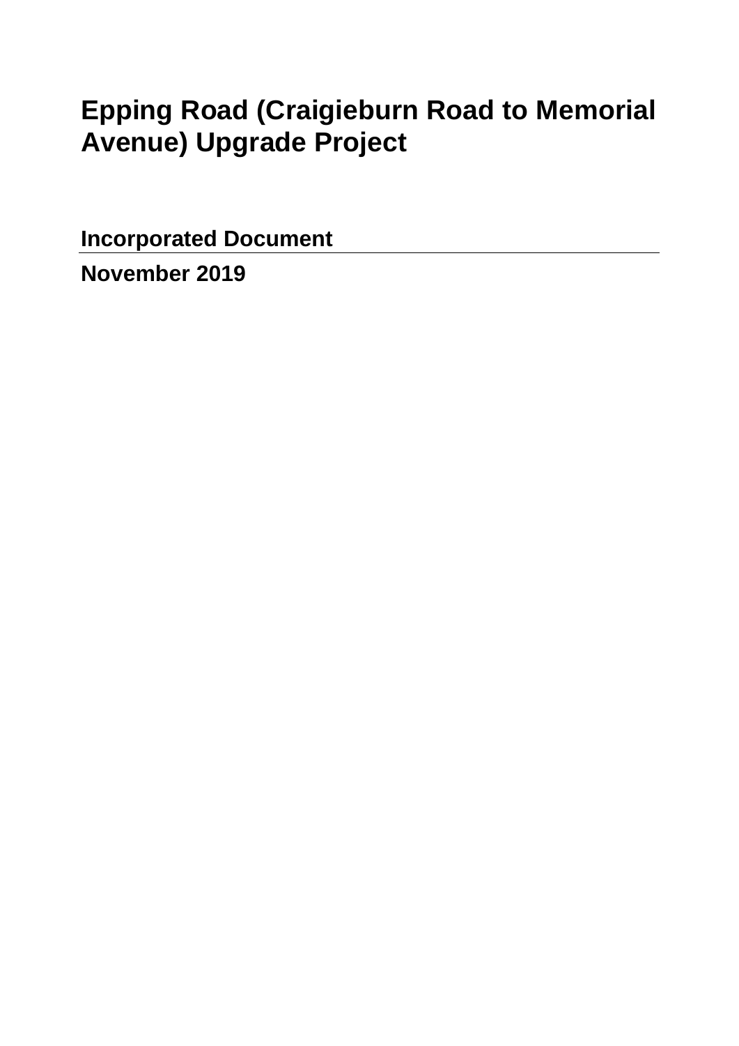# Epping Road (Craigieburn Road to Memorial Avenue) Upgrade Project

**Incorporated Document**

**November 2019**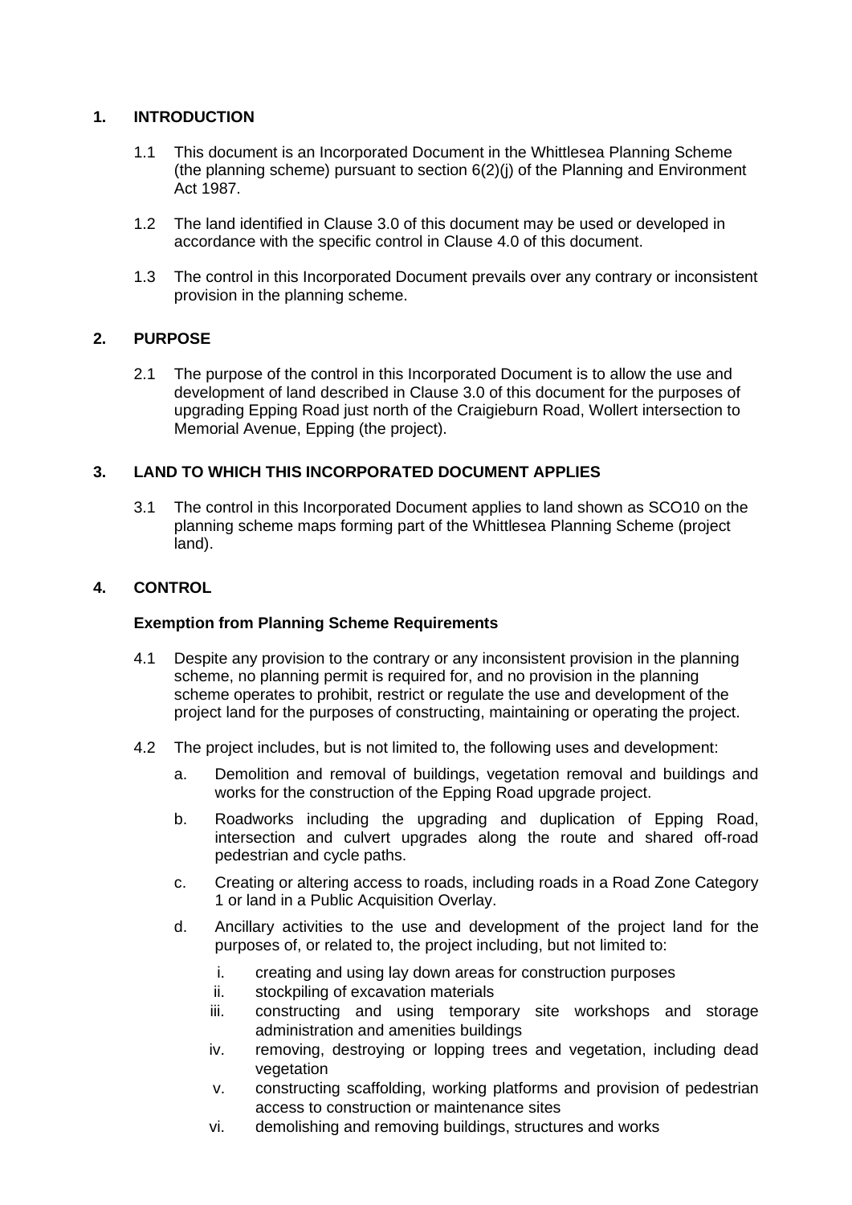## 1. INTRODUCTION

1.1 This document is an Incorporated Document in the Whittlesea Planning Scheme (the planning scheme) pursuant to section 6(2)(j) of the Planning and Environment Act 1987.

1.2 The land identified in Clause 3.0 of this document may be used or developed in accordance with the specific control in Clause 4.0 of this document.

1.3 The control in this Incorporated Document prevails over any contrary or inconsistent provision in the planning scheme.

## 2. PURPOSE

2.1 The purpose of the control in this Incorporated Document is to allow the use and development of land described in Clause 3.0 of this document for the purposes of upgrading Epping Road just north of the Craigieburn Road, Wollert intersection to Memorial Avenue, Epping (the project).

## 3. LAND TO WHICH THIS INCORPORATED DOCUMENT APPLIES

3.1 The control in this Incorporated Document applies to land shown as SCO10 on the planning scheme maps forming part of the Whittlesea Planning Scheme (project land).

## 4. CONTROL

### Exemption from Planning Scheme Requirements

4.1 Despite any provision to the contrary or any inconsistent provision in the planning scheme, no planning permit is required for, and no provision in the planning scheme operates to prohibit, restrict or regulate the use and development of the project land for the purposes of constructing, maintaining or operating the project.

4.2 The project includes, but is not limited to, the following uses and development:

a. Demolition and removal of buildings, vegetation removal and buildings and works for the construction of the Epping Road upgrade project.

b. Roadworks including the upgrading and duplication of Epping Road, intersection and culvert upgrades along the route and shared off-road pedestrian and cycle paths.

c. Creating or altering access to roads, including roads in a Road Zone Category 1 or land in a Public Acquisition Overlay.

d. Ancillary activities to the use and development of the project land for the purposes of, or related to, the project including, but not limited to:

   i. creating and using lay down areas for construction purposes
   
   ii. stockpiling of excavation materials
   
   iii. constructing and using temporary site workshops and storage administration and amenities buildings
   
   iv. removing, destroying or lopping trees and vegetation, including dead vegetation
   
   v. constructing scaffolding, working platforms and provision of pedestrian access to construction or maintenance sites
   
   vi. demolishing and removing buildings, structures and works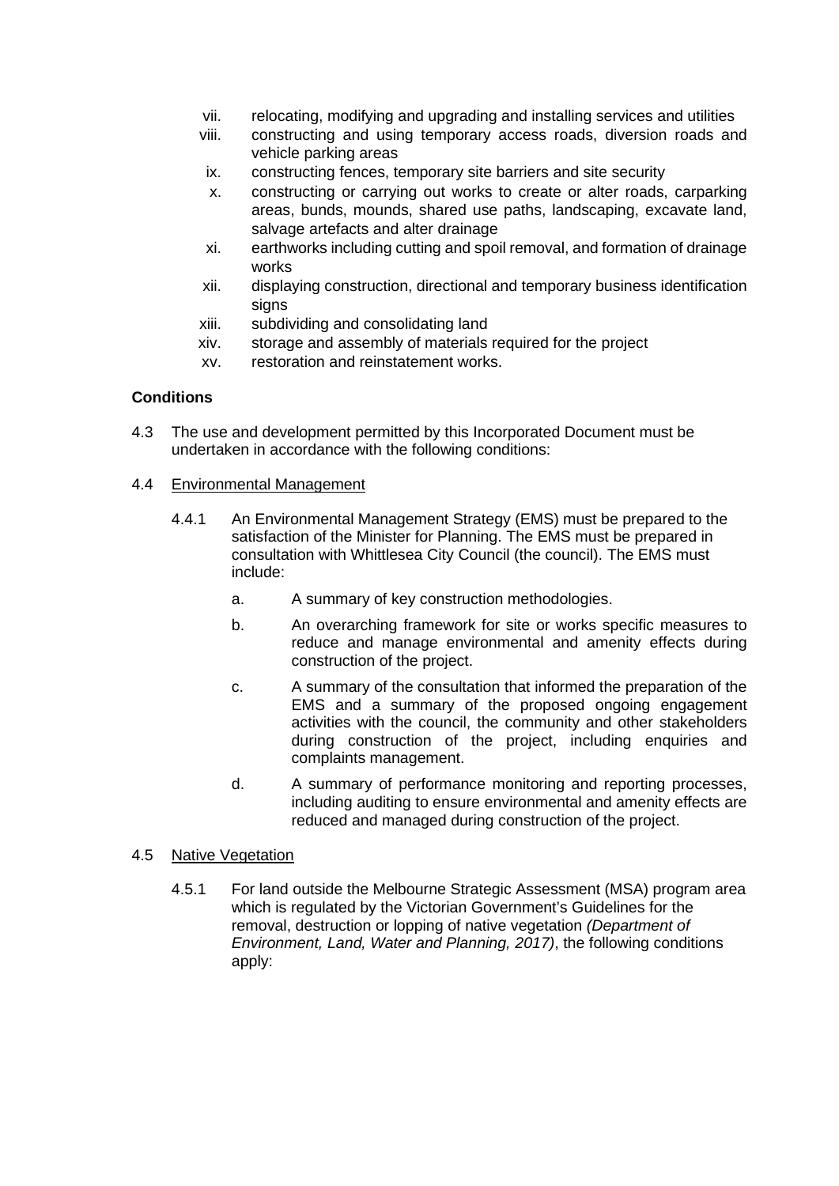vii. relocating, modifying and upgrading and installing services and utilities

viii. constructing and using temporary access roads, diversion roads and vehicle parking areas

ix. constructing fences, temporary site barriers and site security

x. constructing or carrying out works to create or alter roads, carparking areas, bunds, mounds, shared use paths, landscaping, excavate land, salvage artefacts and alter drainage

xi. earthworks including cutting and spoil removal, and formation of drainage works

xii. displaying construction, directional and temporary business identification signs

xiii. subdividing and consolidating land

xiv. storage and assembly of materials required for the project

xv. restoration and reinstatement works.

**Conditions**

4.3 The use and development permitted by this Incorporated Document must be undertaken in accordance with the following conditions:

4.4 Environmental Management

4.4.1 An Environmental Management Strategy (EMS) must be prepared to the satisfaction of the Minister for Planning. The EMS must be prepared in consultation with Whittlesea City Council (the council). The EMS must include:

a. A summary of key construction methodologies.

b. An overarching framework for site or works specific measures to reduce and manage environmental and amenity effects during construction of the project.

c. A summary of the consultation that informed the preparation of the EMS and a summary of the proposed ongoing engagement activities with the council, the community and other stakeholders during construction of the project, including enquiries and complaints management.

d. A summary of performance monitoring and reporting processes, including auditing to ensure environmental and amenity effects are reduced and managed during construction of the project.

4.5 Native Vegetation

4.5.1 For land outside the Melbourne Strategic Assessment (MSA) program area which is regulated by the Victorian Government's Guidelines for the removal, destruction or lopping of native vegetation *(Department of Environment, Land, Water and Planning, 2017)*, the following conditions apply: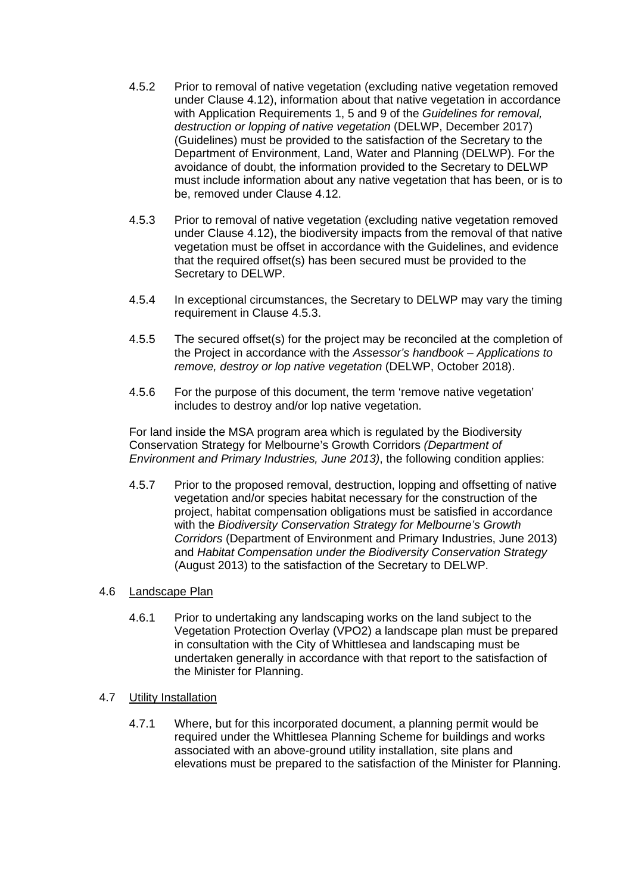4.5.2 Prior to removal of native vegetation (excluding native vegetation removed under Clause 4.12), information about that native vegetation in accordance with Application Requirements 1, 5 and 9 of the *Guidelines for removal, destruction or lopping of native vegetation* (DELWP, December 2017) (Guidelines) must be provided to the satisfaction of the Secretary to the Department of Environment, Land, Water and Planning (DELWP). For the avoidance of doubt, the information provided to the Secretary to DELWP must include information about any native vegetation that has been, or is to be, removed under Clause 4.12.

4.5.3 Prior to removal of native vegetation (excluding native vegetation removed under Clause 4.12), the biodiversity impacts from the removal of that native vegetation must be offset in accordance with the Guidelines, and evidence that the required offset(s) has been secured must be provided to the Secretary to DELWP.

4.5.4 In exceptional circumstances, the Secretary to DELWP may vary the timing requirement in Clause 4.5.3.

4.5.5 The secured offset(s) for the project may be reconciled at the completion of the Project in accordance with the *Assessor's handbook – Applications to remove, destroy or lop native vegetation* (DELWP, October 2018).

4.5.6 For the purpose of this document, the term 'remove native vegetation' includes to destroy and/or lop native vegetation.

For land inside the MSA program area which is regulated by the Biodiversity Conservation Strategy for Melbourne's Growth Corridors *(Department of Environment and Primary Industries, June 2013)*, the following condition applies:

4.5.7 Prior to the proposed removal, destruction, lopping and offsetting of native vegetation and/or species habitat necessary for the construction of the project, habitat compensation obligations must be satisfied in accordance with the *Biodiversity Conservation Strategy for Melbourne's Growth Corridors* (Department of Environment and Primary Industries, June 2013) and *Habitat Compensation under the Biodiversity Conservation Strategy* (August 2013) to the satisfaction of the Secretary to DELWP.

## 4.6 Landscape Plan

4.6.1 Prior to undertaking any landscaping works on the land subject to the Vegetation Protection Overlay (VPO2) a landscape plan must be prepared in consultation with the City of Whittlesea and landscaping must be undertaken generally in accordance with that report to the satisfaction of the Minister for Planning.

## 4.7 Utility Installation

4.7.1 Where, but for this incorporated document, a planning permit would be required under the Whittlesea Planning Scheme for buildings and works associated with an above-ground utility installation, site plans and elevations must be prepared to the satisfaction of the Minister for Planning.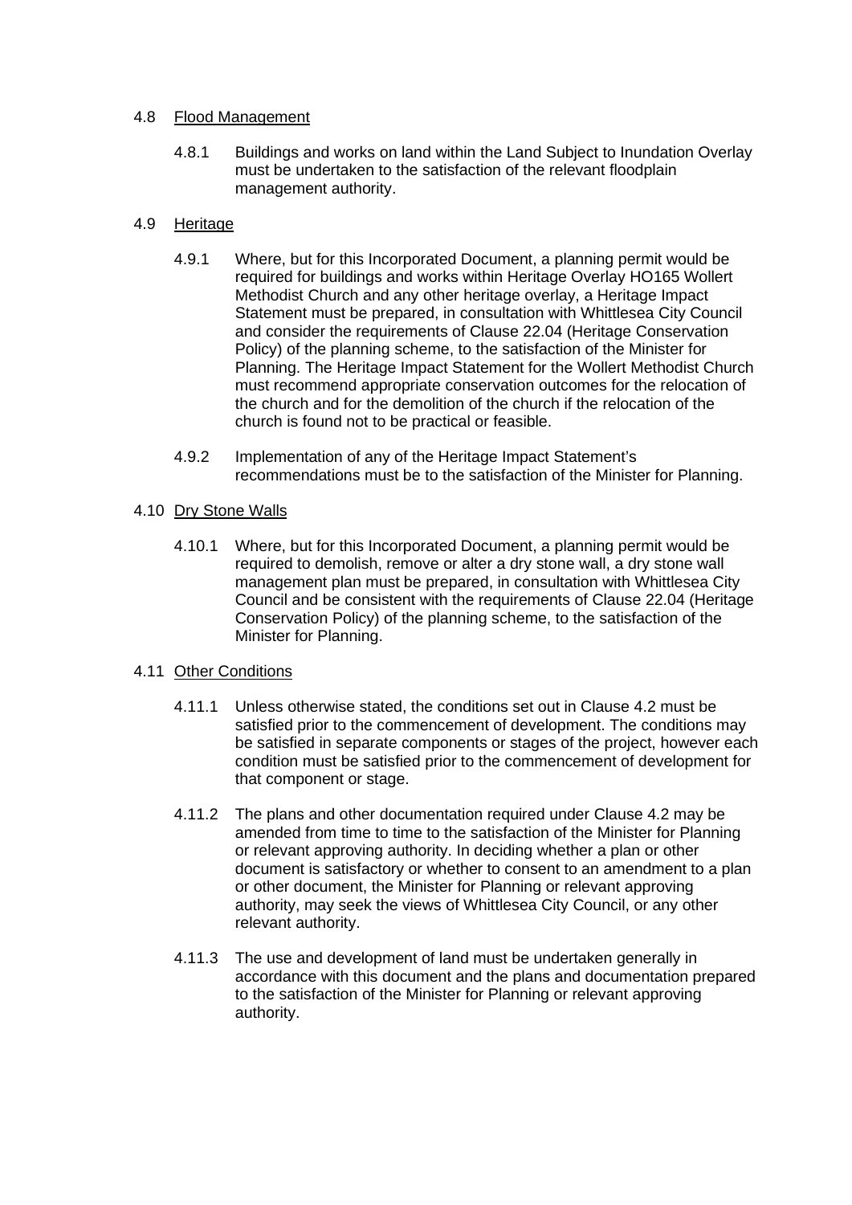4.8 Flood Management

4.8.1 Buildings and works on land within the Land Subject to Inundation Overlay must be undertaken to the satisfaction of the relevant floodplain management authority.

4.9 Heritage

4.9.1 Where, but for this Incorporated Document, a planning permit would be required for buildings and works within Heritage Overlay HO165 Wollert Methodist Church and any other heritage overlay, a Heritage Impact Statement must be prepared, in consultation with Whittlesea City Council and consider the requirements of Clause 22.04 (Heritage Conservation Policy) of the planning scheme, to the satisfaction of the Minister for Planning. The Heritage Impact Statement for the Wollert Methodist Church must recommend appropriate conservation outcomes for the relocation of the church and for the demolition of the church if the relocation of the church is found not to be practical or feasible.

4.9.2 Implementation of any of the Heritage Impact Statement's recommendations must be to the satisfaction of the Minister for Planning.

4.10 Dry Stone Walls

4.10.1 Where, but for this Incorporated Document, a planning permit would be required to demolish, remove or alter a dry stone wall, a dry stone wall management plan must be prepared, in consultation with Whittlesea City Council and be consistent with the requirements of Clause 22.04 (Heritage Conservation Policy) of the planning scheme, to the satisfaction of the Minister for Planning.

4.11 Other Conditions

4.11.1 Unless otherwise stated, the conditions set out in Clause 4.2 must be satisfied prior to the commencement of development. The conditions may be satisfied in separate components or stages of the project, however each condition must be satisfied prior to the commencement of development for that component or stage.

4.11.2 The plans and other documentation required under Clause 4.2 may be amended from time to time to the satisfaction of the Minister for Planning or relevant approving authority. In deciding whether a plan or other document is satisfactory or whether to consent to an amendment to a plan or other document, the Minister for Planning or relevant approving authority, may seek the views of Whittlesea City Council, or any other relevant authority.

4.11.3 The use and development of land must be undertaken generally in accordance with this document and the plans and documentation prepared to the satisfaction of the Minister for Planning or relevant approving authority.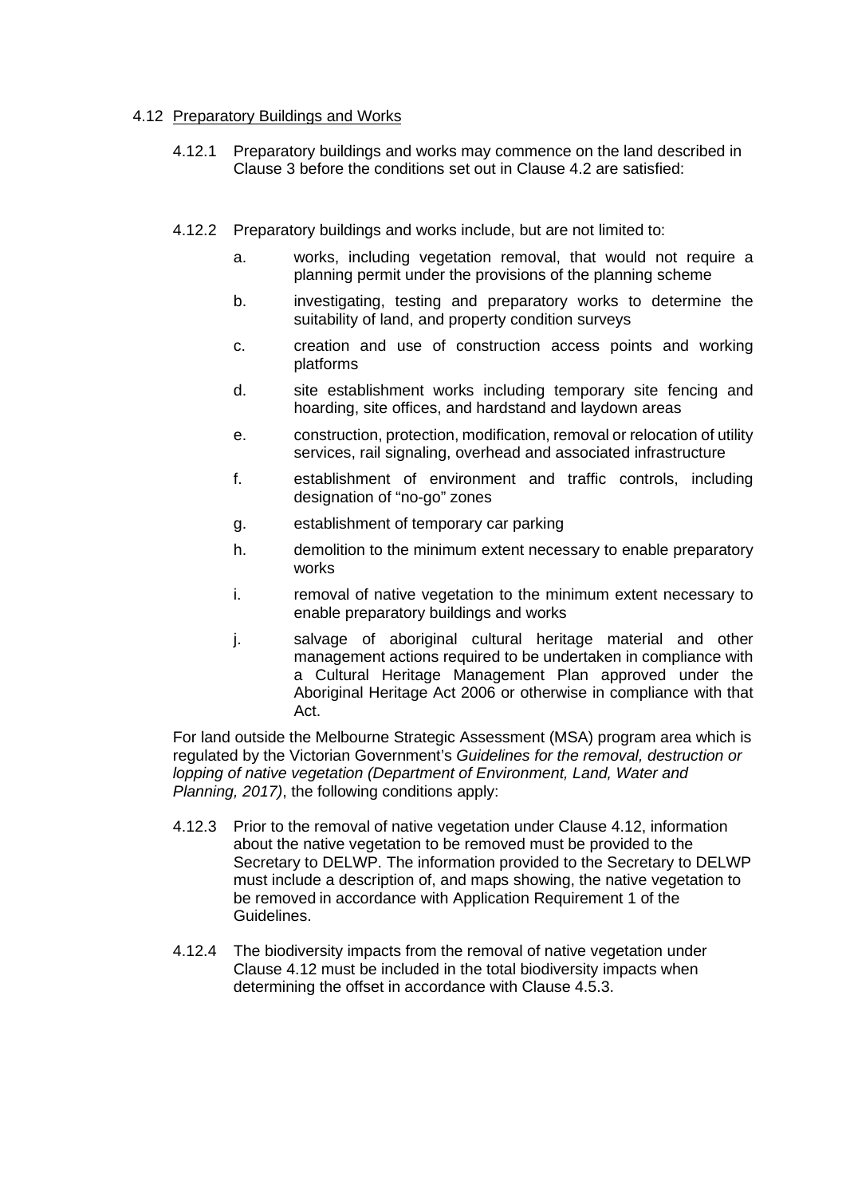### 4.12 Preparatory Buildings and Works

4.12.1 Preparatory buildings and works may commence on the land described in Clause 3 before the conditions set out in Clause 4.2 are satisfied:

4.12.2 Preparatory buildings and works include, but are not limited to:

a. works, including vegetation removal, that would not require a planning permit under the provisions of the planning scheme

b. investigating, testing and preparatory works to determine the suitability of land, and property condition surveys

c. creation and use of construction access points and working platforms

d. site establishment works including temporary site fencing and hoarding, site offices, and hardstand and laydown areas

e. construction, protection, modification, removal or relocation of utility services, rail signaling, overhead and associated infrastructure

f. establishment of environment and traffic controls, including designation of "no-go" zones

g. establishment of temporary car parking

h. demolition to the minimum extent necessary to enable preparatory works

i. removal of native vegetation to the minimum extent necessary to enable preparatory buildings and works

j. salvage of aboriginal cultural heritage material and other management actions required to be undertaken in compliance with a Cultural Heritage Management Plan approved under the Aboriginal Heritage Act 2006 or otherwise in compliance with that Act.

For land outside the Melbourne Strategic Assessment (MSA) program area which is regulated by the Victorian Government's *Guidelines for the removal, destruction or lopping of native vegetation (Department of Environment, Land, Water and Planning, 2017)*, the following conditions apply:

4.12.3 Prior to the removal of native vegetation under Clause 4.12, information about the native vegetation to be removed must be provided to the Secretary to DELWP. The information provided to the Secretary to DELWP must include a description of, and maps showing, the native vegetation to be removed in accordance with Application Requirement 1 of the Guidelines.

4.12.4 The biodiversity impacts from the removal of native vegetation under Clause 4.12 must be included in the total biodiversity impacts when determining the offset in accordance with Clause 4.5.3.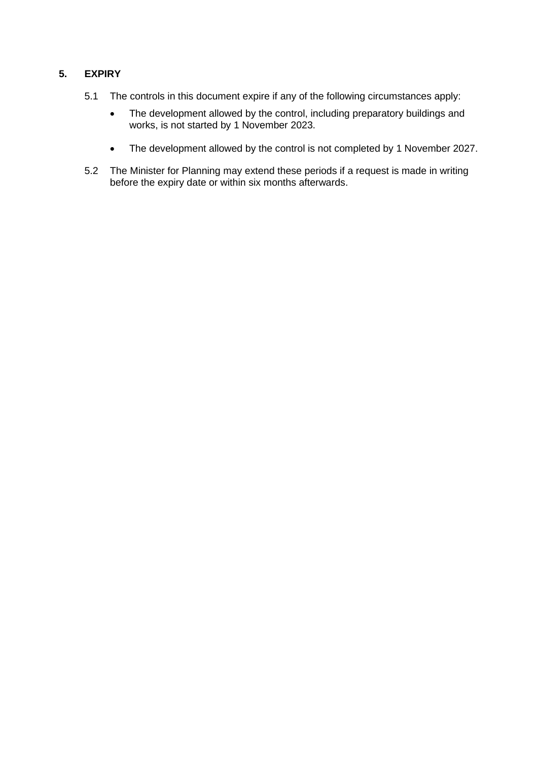## 5. EXPIRY

5.1 The controls in this document expire if any of the following circumstances apply:

- The development allowed by the control, including preparatory buildings and works, is not started by 1 November 2023.
- The development allowed by the control is not completed by 1 November 2027.

5.2 The Minister for Planning may extend these periods if a request is made in writing before the expiry date or within six months afterwards.